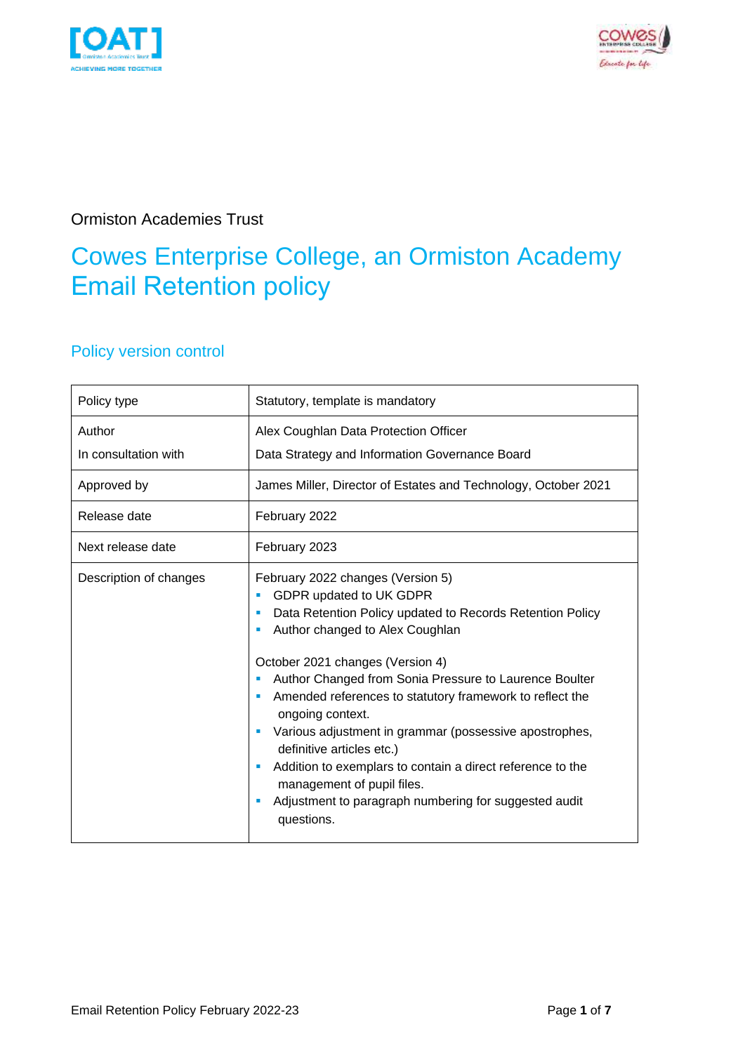Ormiston Academies Trust

# Cowes Enterprise College, an Ormiston Academy Email Retention policy

## Policy version control

| Policy type | Statutory, template is mandatory |
|---|---|
| Author<br>In consultation with | Alex Coughlan Data Protection Officer<br>Data Strategy and Information Governance Board |
| Approved by | James Miller, Director of Estates and Technology, October 2021 |
| Release date | February 2022 |
| Next release date | February 2023 |
| Description of changes | February 2022 changes (Version 5)<br>▪ GDPR updated to UK GDPR<br>▪ Data Retention Policy updated to Records Retention Policy<br>▪ Author changed to Alex Coughlan<br><br>October 2021 changes (Version 4)<br>▪ Author Changed from Sonia Pressure to Laurence Boulter<br>▪ Amended references to statutory framework to reflect the ongoing context.<br>▪ Various adjustment in grammar (possessive apostrophes, definitive articles etc.)<br>▪ Addition to exemplars to contain a direct reference to the management of pupil files.<br>▪ Adjustment to paragraph numbering for suggested audit questions. |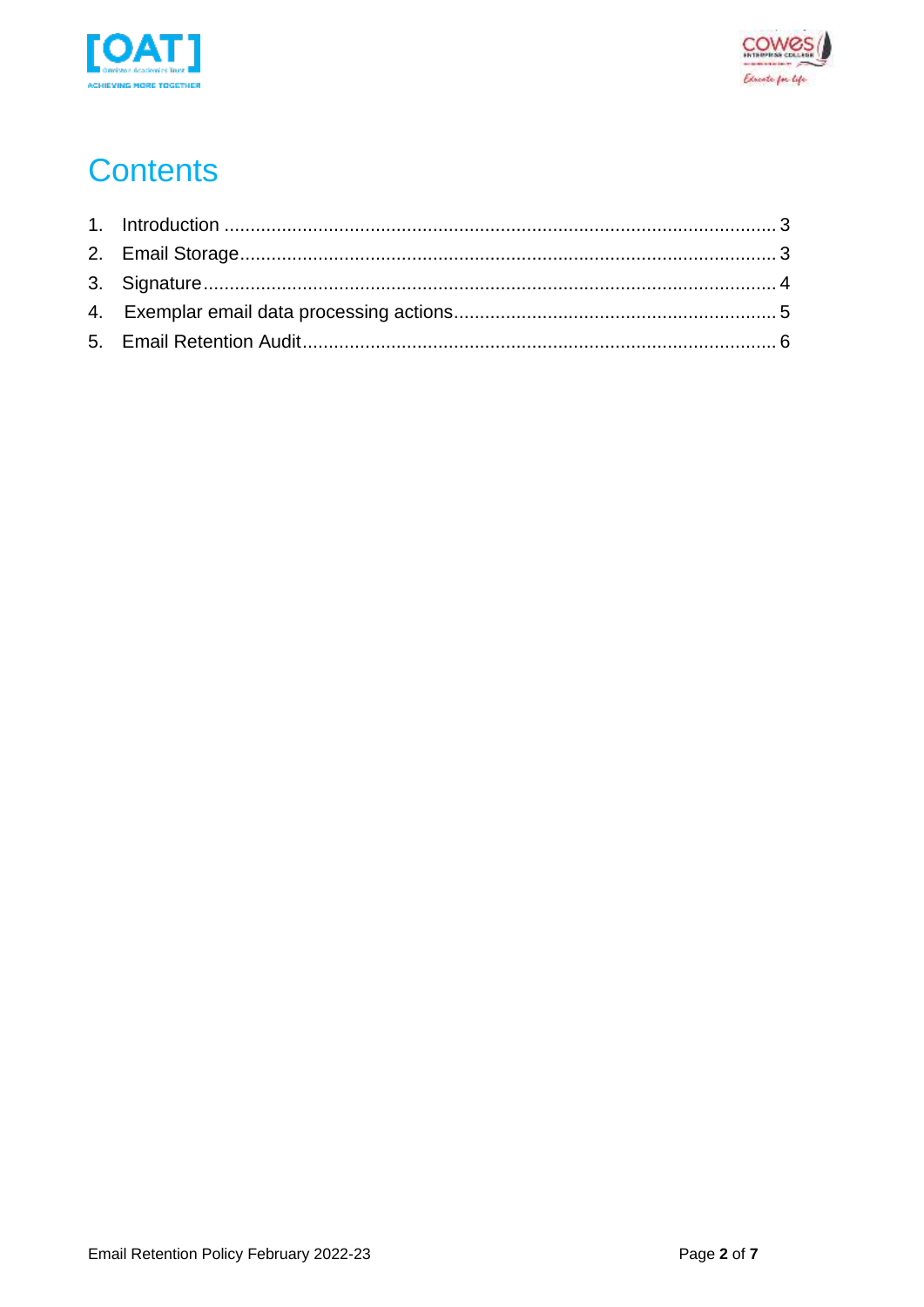# Contents

1. Introduction ........................................................................................................ 3
2. Email Storage..................................................................................................... 3
3. Signature............................................................................................................ 4
4. Exemplar email data processing actions............................................................. 5
5. Email Retention Audit.......................................................................................... 6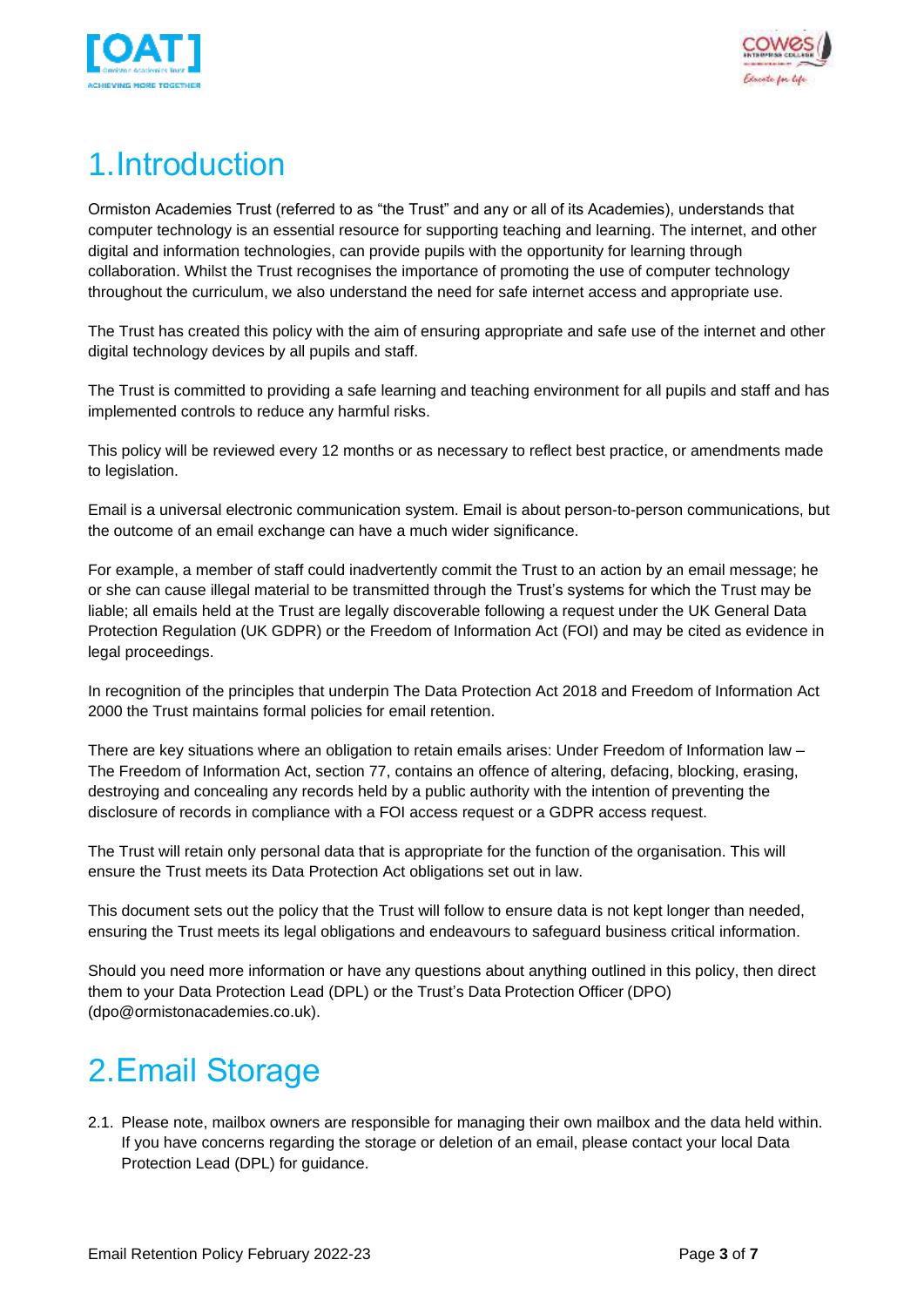# 1. Introduction

Ormiston Academies Trust (referred to as "the Trust" and any or all of its Academies), understands that computer technology is an essential resource for supporting teaching and learning. The internet, and other digital and information technologies, can provide pupils with the opportunity for learning through collaboration. Whilst the Trust recognises the importance of promoting the use of computer technology throughout the curriculum, we also understand the need for safe internet access and appropriate use.

The Trust has created this policy with the aim of ensuring appropriate and safe use of the internet and other digital technology devices by all pupils and staff.

The Trust is committed to providing a safe learning and teaching environment for all pupils and staff and has implemented controls to reduce any harmful risks.

This policy will be reviewed every 12 months or as necessary to reflect best practice, or amendments made to legislation.

Email is a universal electronic communication system. Email is about person-to-person communications, but the outcome of an email exchange can have a much wider significance.

For example, a member of staff could inadvertently commit the Trust to an action by an email message; he or she can cause illegal material to be transmitted through the Trust's systems for which the Trust may be liable; all emails held at the Trust are legally discoverable following a request under the UK General Data Protection Regulation (UK GDPR) or the Freedom of Information Act (FOI) and may be cited as evidence in legal proceedings.

In recognition of the principles that underpin The Data Protection Act 2018 and Freedom of Information Act 2000 the Trust maintains formal policies for email retention.

There are key situations where an obligation to retain emails arises: Under Freedom of Information law – The Freedom of Information Act, section 77, contains an offence of altering, defacing, blocking, erasing, destroying and concealing any records held by a public authority with the intention of preventing the disclosure of records in compliance with a FOI access request or a GDPR access request.

The Trust will retain only personal data that is appropriate for the function of the organisation. This will ensure the Trust meets its Data Protection Act obligations set out in law.

This document sets out the policy that the Trust will follow to ensure data is not kept longer than needed, ensuring the Trust meets its legal obligations and endeavours to safeguard business critical information.

Should you need more information or have any questions about anything outlined in this policy, then direct them to your Data Protection Lead (DPL) or the Trust's Data Protection Officer (DPO) (dpo@ormistonacademies.co.uk).

# 2. Email Storage

2.1. Please note, mailbox owners are responsible for managing their own mailbox and the data held within. If you have concerns regarding the storage or deletion of an email, please contact your local Data Protection Lead (DPL) for guidance.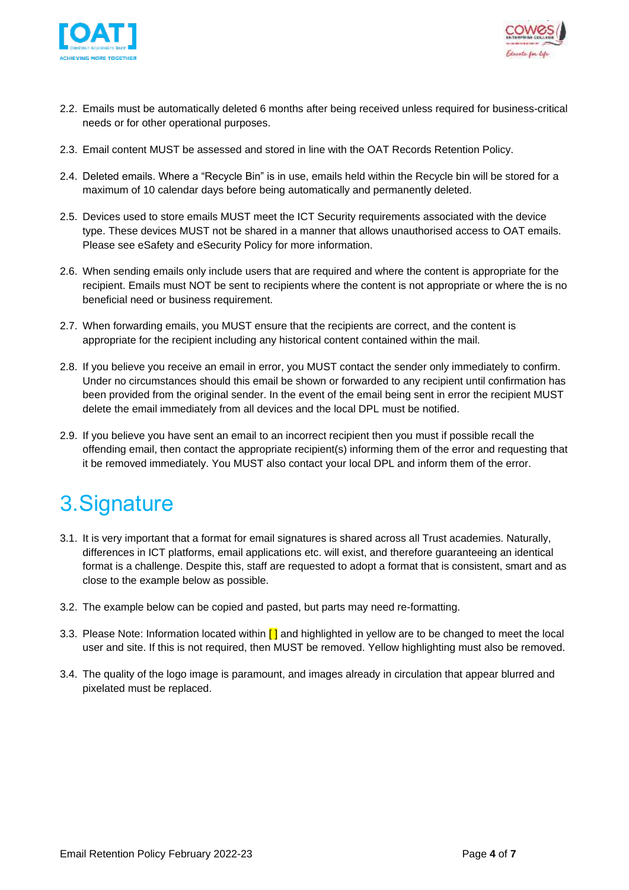2.2. Emails must be automatically deleted 6 months after being received unless required for business-critical needs or for other operational purposes.

2.3. Email content MUST be assessed and stored in line with the OAT Records Retention Policy.

2.4. Deleted emails. Where a "Recycle Bin" is in use, emails held within the Recycle bin will be stored for a maximum of 10 calendar days before being automatically and permanently deleted.

2.5. Devices used to store emails MUST meet the ICT Security requirements associated with the device type. These devices MUST not be shared in a manner that allows unauthorised access to OAT emails. Please see eSafety and eSecurity Policy for more information.

2.6. When sending emails only include users that are required and where the content is appropriate for the recipient. Emails must NOT be sent to recipients where the content is not appropriate or where the is no beneficial need or business requirement.

2.7. When forwarding emails, you MUST ensure that the recipients are correct, and the content is appropriate for the recipient including any historical content contained within the mail.

2.8. If you believe you receive an email in error, you MUST contact the sender only immediately to confirm. Under no circumstances should this email be shown or forwarded to any recipient until confirmation has been provided from the original sender. In the event of the email being sent in error the recipient MUST delete the email immediately from all devices and the local DPL must be notified.

2.9. If you believe you have sent an email to an incorrect recipient then you must if possible recall the offending email, then contact the appropriate recipient(s) informing them of the error and requesting that it be removed immediately. You MUST also contact your local DPL and inform them of the error.

# 3. Signature

3.1. It is very important that a format for email signatures is shared across all Trust academies. Naturally, differences in ICT platforms, email applications etc. will exist, and therefore guaranteeing an identical format is a challenge. Despite this, staff are requested to adopt a format that is consistent, smart and as close to the example below as possible.

3.2. The example below can be copied and pasted, but parts may need re-formatting.

3.3. Please Note: Information located within [] and highlighted in yellow are to be changed to meet the local user and site. If this is not required, then MUST be removed. Yellow highlighting must also be removed.

3.4. The quality of the logo image is paramount, and images already in circulation that appear blurred and pixelated must be replaced.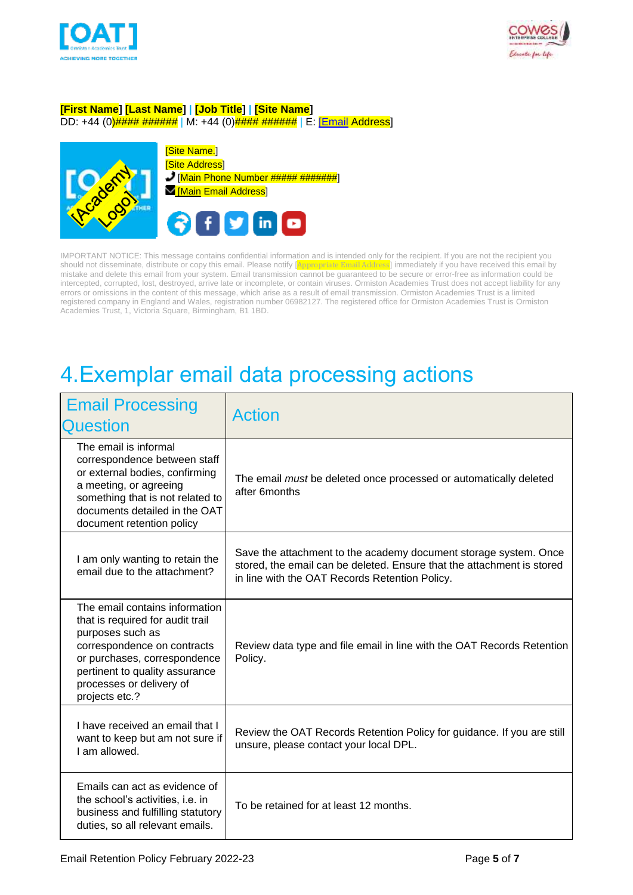**[First Name] [Last Name]** | **[Job Title]** | **[Site Name]**
DD: +44 (0)#### ###### | M: +44 (0)#### ###### | E: [Email Address]

[Site Name.]
[Site Address]
[Main Phone Number ##### #######]
[Main Email Address]

IMPORTANT NOTICE: This message contains confidential information and is intended only for the recipient. If you are not the recipient you should not disseminate, distribute or copy this email. Please notify [Appropriate Email Address] immediately if you have received this email by mistake and delete this email from your system. Email transmission cannot be guaranteed to be secure or error-free as information could be intercepted, corrupted, lost, destroyed, arrive late or incomplete, or contain viruses. Ormiston Academies Trust does not accept liability for any errors or omissions in the content of this message, which arise as a result of email transmission. Ormiston Academies Trust is a limited registered company in England and Wales, registration number 06982127. The registered office for Ormiston Academies Trust is Ormiston Academies Trust, 1, Victoria Square, Birmingham, B1 1BD.

# 4. Exemplar email data processing actions

| Email Processing Question | Action |
|---|---|
| The email is informal correspondence between staff or external bodies, confirming a meeting, or agreeing something that is not related to documents detailed in the OAT document retention policy | The email *must* be deleted once processed or automatically deleted after 6months |
| I am only wanting to retain the email due to the attachment? | Save the attachment to the academy document storage system. Once stored, the email can be deleted. Ensure that the attachment is stored in line with the OAT Records Retention Policy. |
| The email contains information that is required for audit trail purposes such as correspondence on contracts or purchases, correspondence pertinent to quality assurance processes or delivery of projects etc.? | Review data type and file email in line with the OAT Records Retention Policy. |
| I have received an email that I want to keep but am not sure if I am allowed. | Review the OAT Records Retention Policy for guidance. If you are still unsure, please contact your local DPL. |
| Emails can act as evidence of the school's activities, i.e. in business and fulfilling statutory duties, so all relevant emails. | To be retained for at least 12 months. |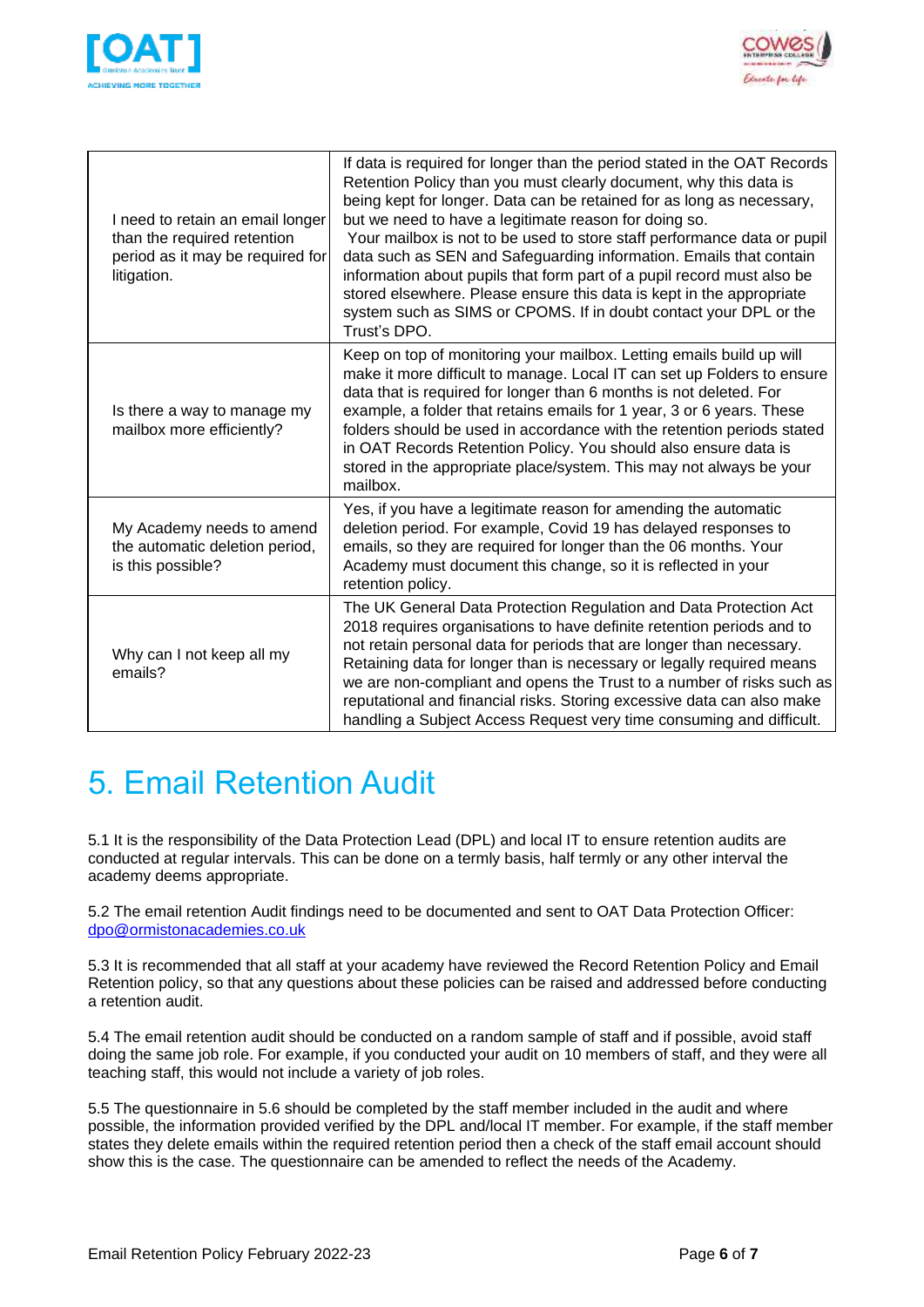| | |
|---|---|
| I need to retain an email longer than the required retention period as it may be required for litigation. | If data is required for longer than the period stated in the OAT Records Retention Policy than you must clearly document, why this data is being kept for longer. Data can be retained for as long as necessary, but we need to have a legitimate reason for doing so. Your mailbox is not to be used to store staff performance data or pupil data such as SEN and Safeguarding information. Emails that contain information about pupils that form part of a pupil record must also be stored elsewhere. Please ensure this data is kept in the appropriate system such as SIMS or CPOMS. If in doubt contact your DPL or the Trust's DPO. |
| Is there a way to manage my mailbox more efficiently? | Keep on top of monitoring your mailbox. Letting emails build up will make it more difficult to manage. Local IT can set up Folders to ensure data that is required for longer than 6 months is not deleted. For example, a folder that retains emails for 1 year, 3 or 6 years. These folders should be used in accordance with the retention periods stated in OAT Records Retention Policy. You should also ensure data is stored in the appropriate place/system. This may not always be your mailbox. |
| My Academy needs to amend the automatic deletion period, is this possible? | Yes, if you have a legitimate reason for amending the automatic deletion period. For example, Covid 19 has delayed responses to emails, so they are required for longer than the 06 months. Your Academy must document this change, so it is reflected in your retention policy. |
| Why can I not keep all my emails? | The UK General Data Protection Regulation and Data Protection Act 2018 requires organisations to have definite retention periods and to not retain personal data for periods that are longer than necessary. Retaining data for longer than is necessary or legally required means we are non-compliant and opens the Trust to a number of risks such as reputational and financial risks. Storing excessive data can also make handling a Subject Access Request very time consuming and difficult. |

# 5. Email Retention Audit

5.1 It is the responsibility of the Data Protection Lead (DPL) and local IT to ensure retention audits are conducted at regular intervals. This can be done on a termly basis, half termly or any other interval the academy deems appropriate.

5.2 The email retention Audit findings need to be documented and sent to OAT Data Protection Officer: dpo@ormistonacademies.co.uk

5.3 It is recommended that all staff at your academy have reviewed the Record Retention Policy and Email Retention policy, so that any questions about these policies can be raised and addressed before conducting a retention audit.

5.4 The email retention audit should be conducted on a random sample of staff and if possible, avoid staff doing the same job role. For example, if you conducted your audit on 10 members of staff, and they were all teaching staff, this would not include a variety of job roles.

5.5 The questionnaire in 5.6 should be completed by the staff member included in the audit and where possible, the information provided verified by the DPL and/local IT member. For example, if the staff member states they delete emails within the required retention period then a check of the staff email account should show this is the case. The questionnaire can be amended to reflect the needs of the Academy.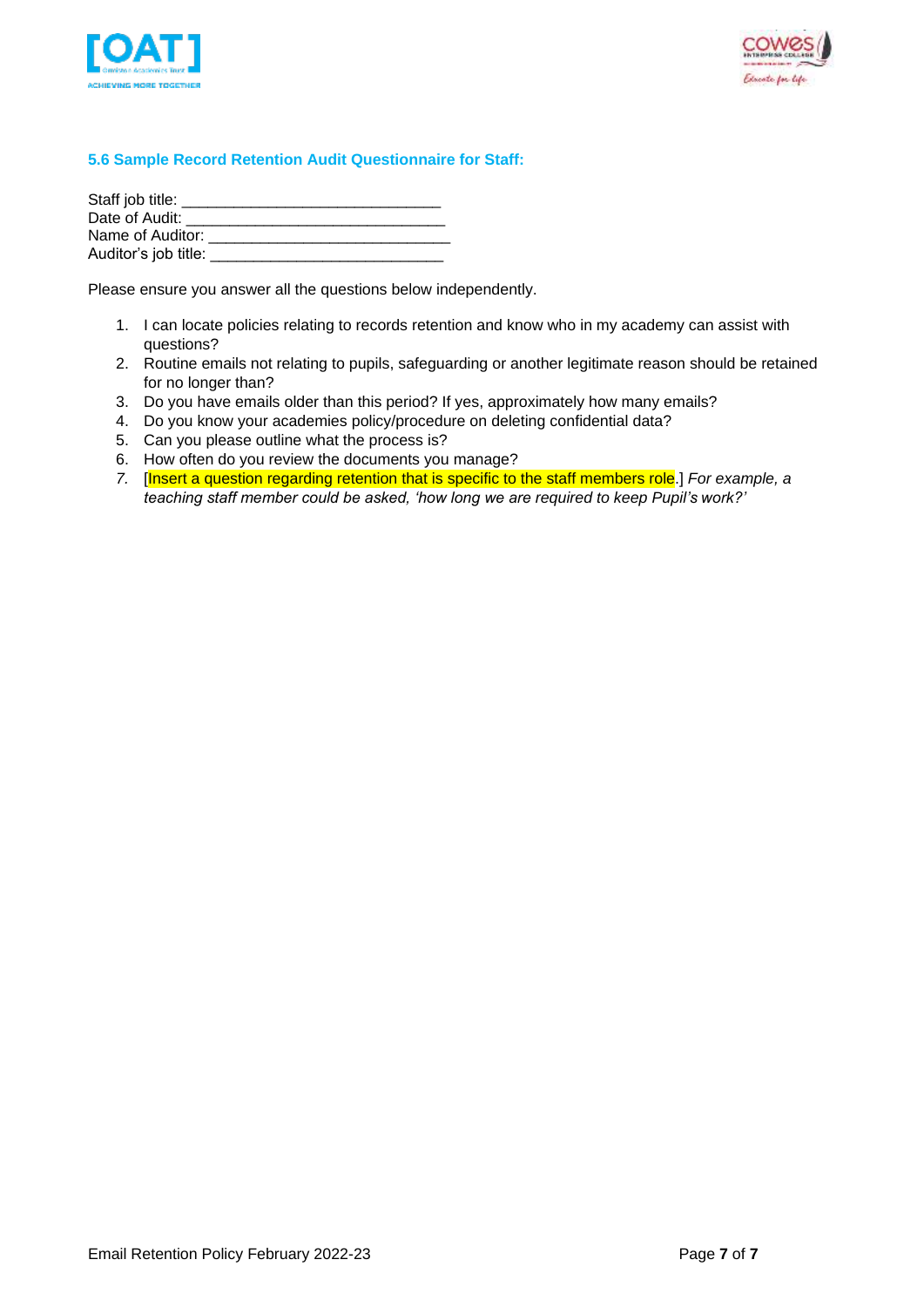### 5.6 Sample Record Retention Audit Questionnaire for Staff:

Staff job title: ______________________________
Date of Audit: ______________________________
Name of Auditor: ____________________________
Auditor's job title: ___________________________

Please ensure you answer all the questions below independently.

1. I can locate policies relating to records retention and know who in my academy can assist with questions?
2. Routine emails not relating to pupils, safeguarding or another legitimate reason should be retained for no longer than?
3. Do you have emails older than this period? If yes, approximately how many emails?
4. Do you know your academies policy/procedure on deleting confidential data?
5. Can you please outline what the process is?
6. How often do you review the documents you manage?
7. [Insert a question regarding retention that is specific to the staff members role.] *For example, a teaching staff member could be asked, 'how long we are required to keep Pupil's work?'*